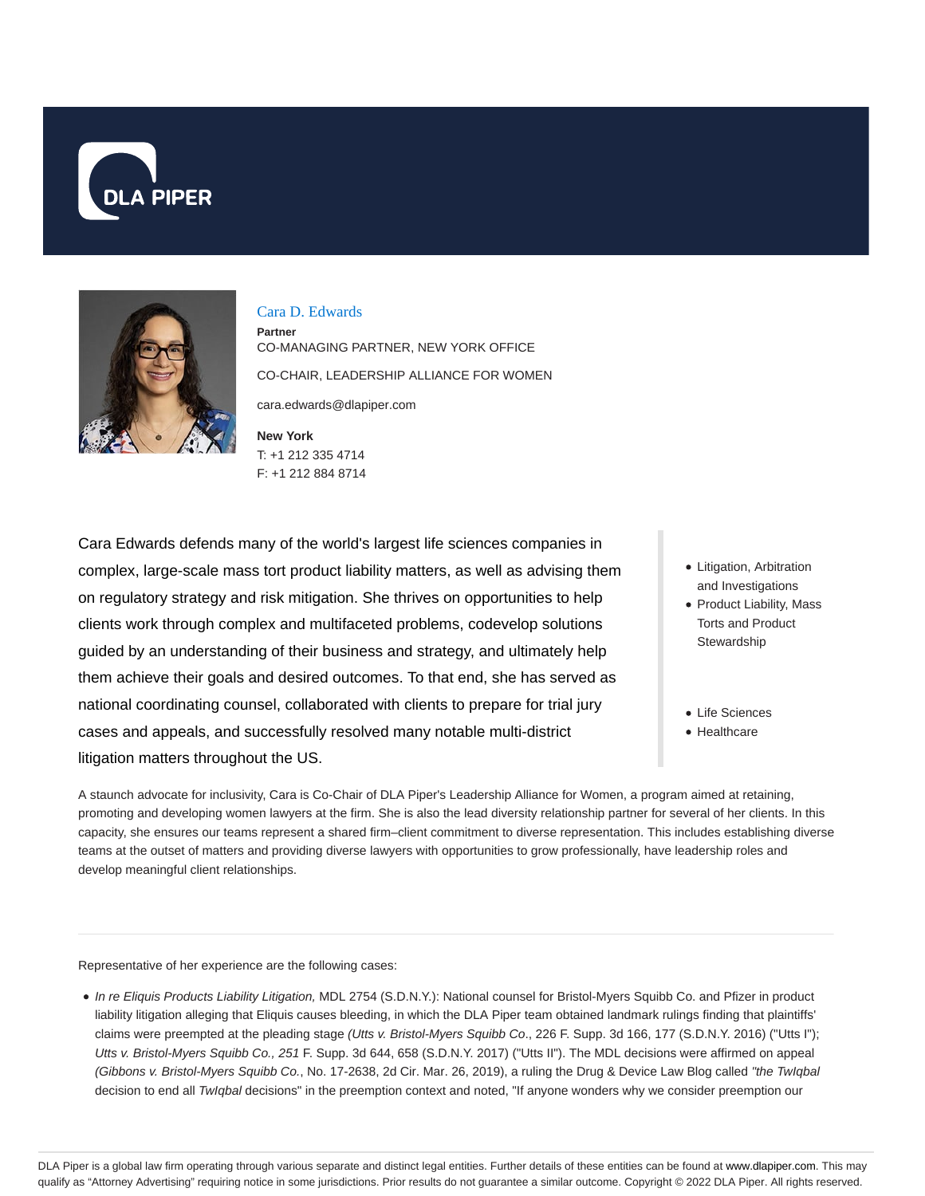DLA PIPER

# Cara D. Edwards

**Partner**

CO-MANAGING PARTNER, NEW YORK OFFICE

CO-CHAIR, LEADERSHIP ALLIANCE FOR WOMEN

cara.edwards@dlapiper.com

**New York**
T: +1 212 335 4714
F: +1 212 884 8714

Cara Edwards defends many of the world's largest life sciences companies in complex, large-scale mass tort product liability matters, as well as advising them on regulatory strategy and risk mitigation. She thrives on opportunities to help clients work through complex and multifaceted problems, codevelop solutions guided by an understanding of their business and strategy, and ultimately help them achieve their goals and desired outcomes. To that end, she has served as national coordinating counsel, collaborated with clients to prepare for trial jury cases and appeals, and successfully resolved many notable multi-district litigation matters throughout the US.

- Litigation, Arbitration and Investigations
- Product Liability, Mass Torts and Product Stewardship

- Life Sciences
- Healthcare

A staunch advocate for inclusivity, Cara is Co-Chair of DLA Piper's Leadership Alliance for Women, a program aimed at retaining, promoting and developing women lawyers at the firm. She is also the lead diversity relationship partner for several of her clients. In this capacity, she ensures our teams represent a shared firm–client commitment to diverse representation. This includes establishing diverse teams at the outset of matters and providing diverse lawyers with opportunities to grow professionally, have leadership roles and develop meaningful client relationships.

Representative of her experience are the following cases:

- *In re Eliquis Products Liability Litigation,* MDL 2754 (S.D.N.Y.): National counsel for Bristol-Myers Squibb Co. and Pfizer in product liability litigation alleging that Eliquis causes bleeding, in which the DLA Piper team obtained landmark rulings finding that plaintiffs' claims were preempted at the pleading stage *(Utts v. Bristol-Myers Squibb Co*., 226 F. Supp. 3d 166, 177 (S.D.N.Y. 2016) ("Utts I"); *Utts v. Bristol-Myers Squibb Co., 251* F. Supp. 3d 644, 658 (S.D.N.Y. 2017) ("Utts II"). The MDL decisions were affirmed on appeal *(Gibbons v. Bristol-Myers Squibb Co.*, No. 17-2638, 2d Cir. Mar. 26, 2019), a ruling the Drug & Device Law Blog called *"the TwIqbal* decision to end all *TwIqbal* decisions" in the preemption context and noted, "If anyone wonders why we consider preemption our

DLA Piper is a global law firm operating through various separate and distinct legal entities. Further details of these entities can be found at www.dlapiper.com. This may qualify as "Attorney Advertising" requiring notice in some jurisdictions. Prior results do not guarantee a similar outcome. Copyright © 2022 DLA Piper. All rights reserved.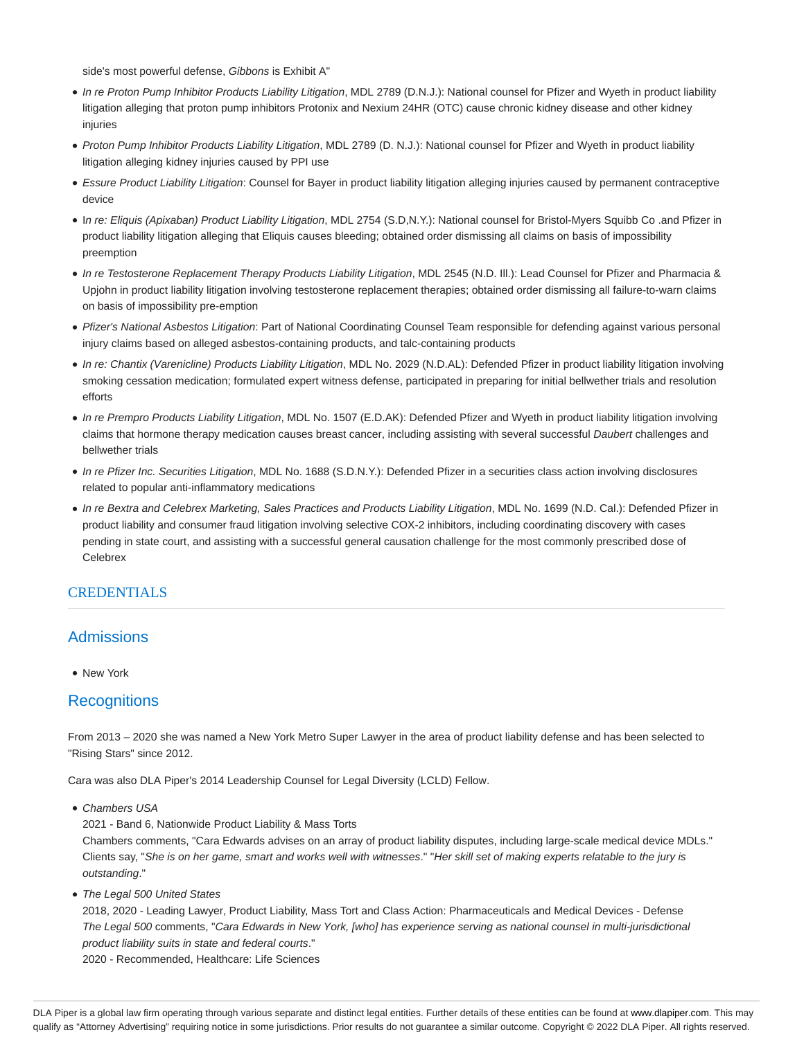side's most powerful defense, *Gibbons* is Exhibit A"

- *In re Proton Pump Inhibitor Products Liability Litigation*, MDL 2789 (D.N.J.): National counsel for Pfizer and Wyeth in product liability litigation alleging that proton pump inhibitors Protonix and Nexium 24HR (OTC) cause chronic kidney disease and other kidney injuries
- *Proton Pump Inhibitor Products Liability Litigation*, MDL 2789 (D. N.J.): National counsel for Pfizer and Wyeth in product liability litigation alleging kidney injuries caused by PPI use
- *Essure Product Liability Litigation*: Counsel for Bayer in product liability litigation alleging injuries caused by permanent contraceptive device
- I*n re: Eliquis (Apixaban) Product Liability Litigation*, MDL 2754 (S.D,N.Y.): National counsel for Bristol-Myers Squibb Co .and Pfizer in product liability litigation alleging that Eliquis causes bleeding; obtained order dismissing all claims on basis of impossibility preemption
- *In re Testosterone Replacement Therapy Products Liability Litigation*, MDL 2545 (N.D. Ill.): Lead Counsel for Pfizer and Pharmacia & Upjohn in product liability litigation involving testosterone replacement therapies; obtained order dismissing all failure-to-warn claims on basis of impossibility pre-emption
- *Pfizer's National Asbestos Litigation*: Part of National Coordinating Counsel Team responsible for defending against various personal injury claims based on alleged asbestos-containing products, and talc-containing products
- *In re: Chantix (Varenicline) Products Liability Litigation*, MDL No. 2029 (N.D.AL): Defended Pfizer in product liability litigation involving smoking cessation medication; formulated expert witness defense, participated in preparing for initial bellwether trials and resolution efforts
- *In re Prempro Products Liability Litigation*, MDL No. 1507 (E.D.AK): Defended Pfizer and Wyeth in product liability litigation involving claims that hormone therapy medication causes breast cancer, including assisting with several successful *Daubert* challenges and bellwether trials
- *In re Pfizer Inc. Securities Litigation*, MDL No. 1688 (S.D.N.Y.): Defended Pfizer in a securities class action involving disclosures related to popular anti-inflammatory medications
- *In re Bextra and Celebrex Marketing, Sales Practices and Products Liability Litigation*, MDL No. 1699 (N.D. Cal.): Defended Pfizer in product liability and consumer fraud litigation involving selective COX-2 inhibitors, including coordinating discovery with cases pending in state court, and assisting with a successful general causation challenge for the most commonly prescribed dose of Celebrex

## CREDENTIALS

### Admissions

- New York

### Recognitions

From 2013 – 2020 she was named a New York Metro Super Lawyer in the area of product liability defense and has been selected to "Rising Stars" since 2012.

Cara was also DLA Piper's 2014 Leadership Counsel for Legal Diversity (LCLD) Fellow.

- *Chambers USA*
  2021 - Band 6, Nationwide Product Liability & Mass Torts
  Chambers comments, "Cara Edwards advises on an array of product liability disputes, including large-scale medical device MDLs." Clients say, "*She is on her game, smart and works well with witnesses*." "*Her skill set of making experts relatable to the jury is outstanding*."
- *The Legal 500 United States*
  2018, 2020 - Leading Lawyer, Product Liability, Mass Tort and Class Action: Pharmaceuticals and Medical Devices - Defense
  *The Legal 500* comments, "*Cara Edwards in New York, [who] has experience serving as national counsel in multi-jurisdictional product liability suits in state and federal courts*."
  2020 - Recommended, Healthcare: Life Sciences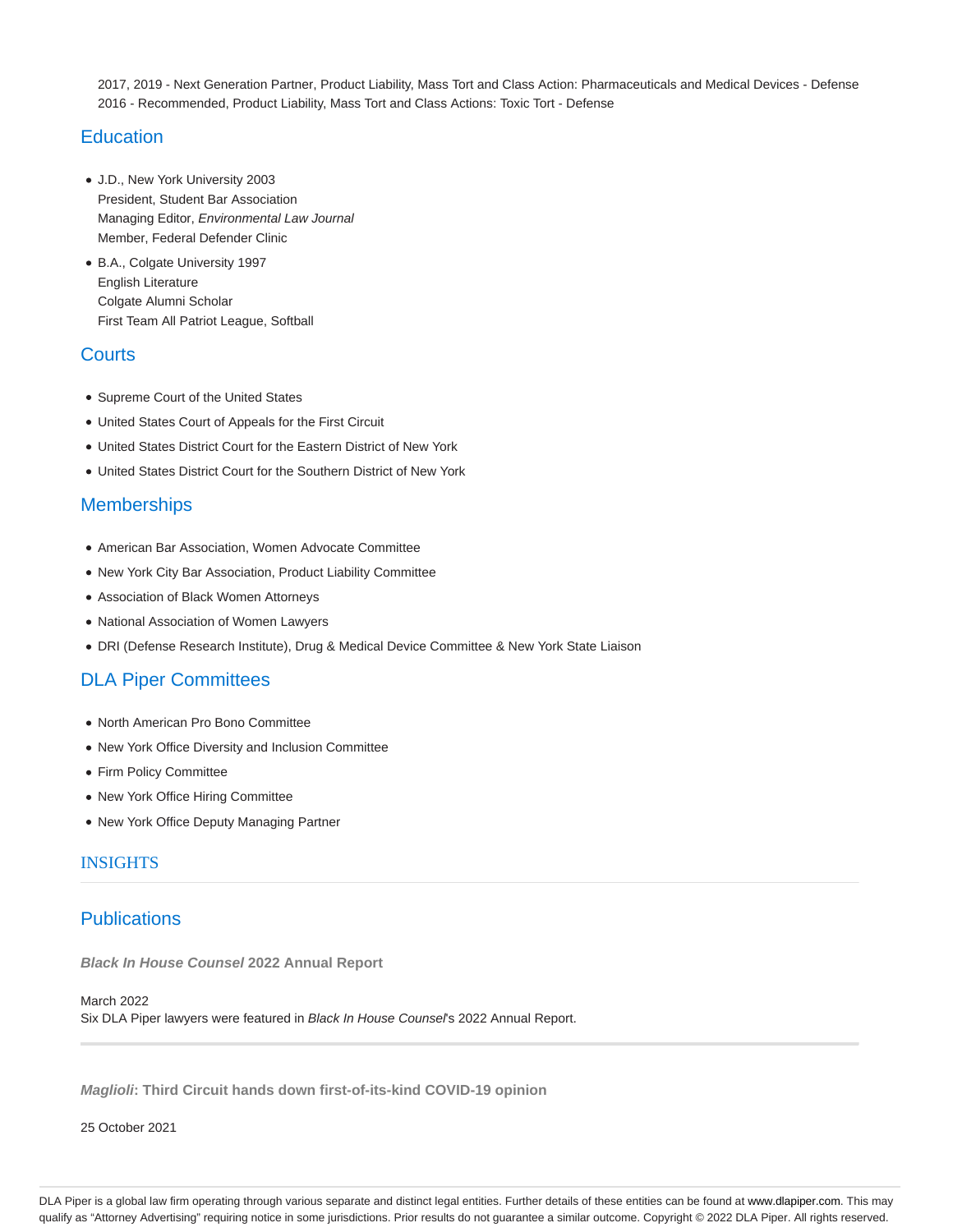2017, 2019 - Next Generation Partner, Product Liability, Mass Tort and Class Action: Pharmaceuticals and Medical Devices - Defense
2016 - Recommended, Product Liability, Mass Tort and Class Actions: Toxic Tort - Defense

## Education

- J.D., New York University 2003
  President, Student Bar Association
  Managing Editor, *Environmental Law Journal*
  Member, Federal Defender Clinic
- B.A., Colgate University 1997
  English Literature
  Colgate Alumni Scholar
  First Team All Patriot League, Softball

## Courts

- Supreme Court of the United States
- United States Court of Appeals for the First Circuit
- United States District Court for the Eastern District of New York
- United States District Court for the Southern District of New York

## Memberships

- American Bar Association, Women Advocate Committee
- New York City Bar Association, Product Liability Committee
- Association of Black Women Attorneys
- National Association of Women Lawyers
- DRI (Defense Research Institute), Drug & Medical Device Committee & New York State Liaison

## DLA Piper Committees

- North American Pro Bono Committee
- New York Office Diversity and Inclusion Committee
- Firm Policy Committee
- New York Office Hiring Committee
- New York Office Deputy Managing Partner

## INSIGHTS

## Publications

**_Black In House Counsel_ 2022 Annual Report**

March 2022
Six DLA Piper lawyers were featured in *Black In House Counsel*'s 2022 Annual Report.

---

**_Maglioli_: Third Circuit hands down first-of-its-kind COVID-19 opinion**

25 October 2021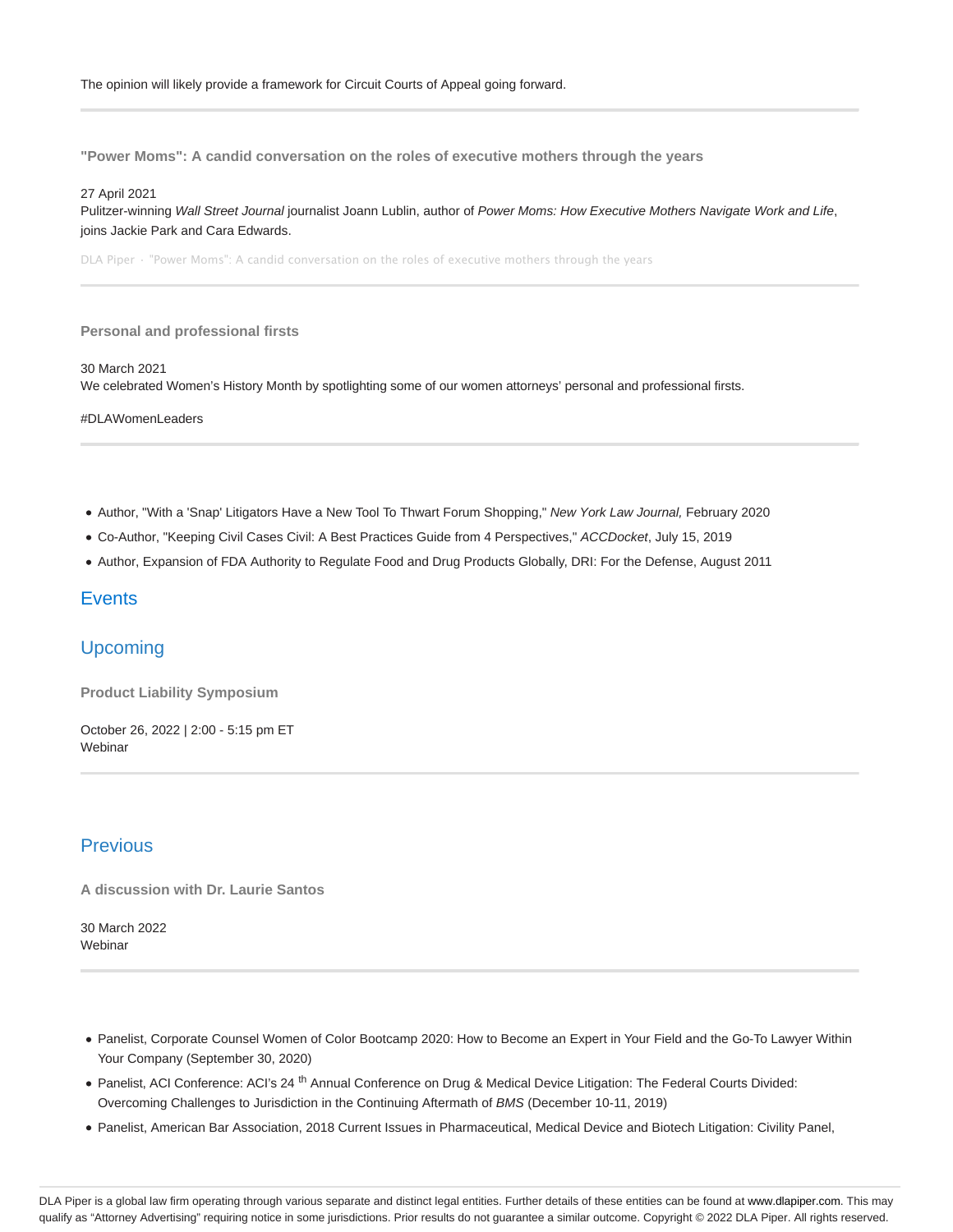The opinion will likely provide a framework for Circuit Courts of Appeal going forward.

---

**"Power Moms": A candid conversation on the roles of executive mothers through the years**

27 April 2021
Pulitzer-winning *Wall Street Journal* journalist Joann Lublin, author of *Power Moms: How Executive Mothers Navigate Work and Life*, joins Jackie Park and Cara Edwards.

DLA Piper · "Power Moms": A candid conversation on the roles of executive mothers through the years

---

**Personal and professional firsts**

30 March 2021
We celebrated Women's History Month by spotlighting some of our women attorneys' personal and professional firsts.

#DLAWomenLeaders

---

- Author, "With a 'Snap' Litigators Have a New Tool To Thwart Forum Shopping," *New York Law Journal,* February 2020
- Co-Author, "Keeping Civil Cases Civil: A Best Practices Guide from 4 Perspectives," *ACCDocket*, July 15, 2019
- Author, Expansion of FDA Authority to Regulate Food and Drug Products Globally, DRI: For the Defense, August 2011

## Events

## Upcoming

**Product Liability Symposium**

October 26, 2022 | 2:00 - 5:15 pm ET
Webinar

---

## Previous

**A discussion with Dr. Laurie Santos**

30 March 2022
Webinar

---

- Panelist, Corporate Counsel Women of Color Bootcamp 2020: How to Become an Expert in Your Field and the Go-To Lawyer Within Your Company (September 30, 2020)
- Panelist, ACI Conference: ACI's 24th Annual Conference on Drug & Medical Device Litigation: The Federal Courts Divided: Overcoming Challenges to Jurisdiction in the Continuing Aftermath of *BMS* (December 10-11, 2019)
- Panelist, American Bar Association, 2018 Current Issues in Pharmaceutical, Medical Device and Biotech Litigation: Civility Panel,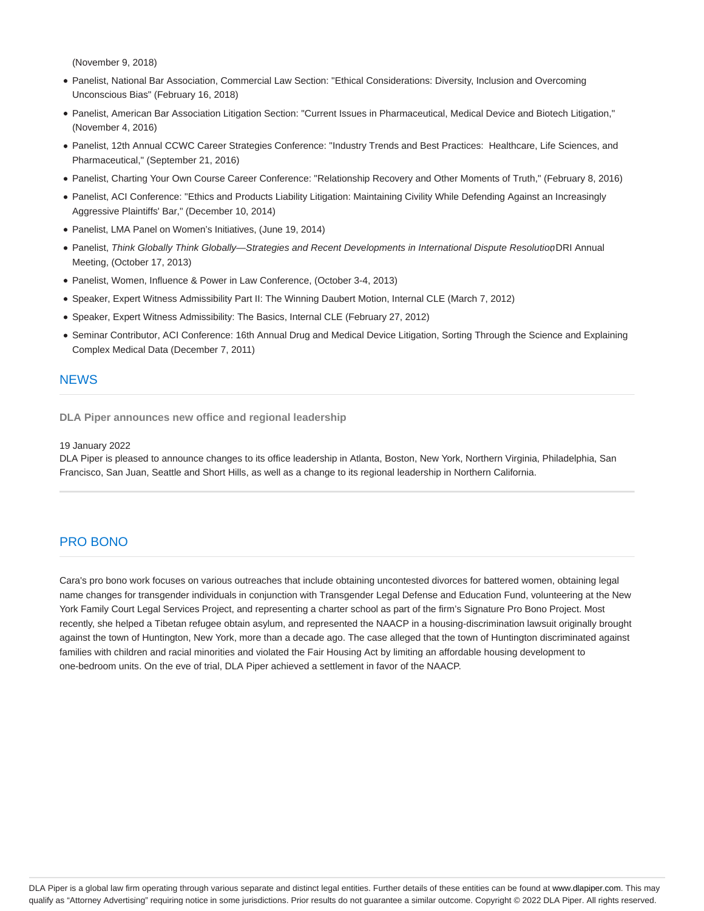(November 9, 2018)

- Panelist, National Bar Association, Commercial Law Section: "Ethical Considerations: Diversity, Inclusion and Overcoming Unconscious Bias" (February 16, 2018)
- Panelist, American Bar Association Litigation Section: "Current Issues in Pharmaceutical, Medical Device and Biotech Litigation," (November 4, 2016)
- Panelist, 12th Annual CCWC Career Strategies Conference: "Industry Trends and Best Practices: Healthcare, Life Sciences, and Pharmaceutical," (September 21, 2016)
- Panelist, Charting Your Own Course Career Conference: "Relationship Recovery and Other Moments of Truth," (February 8, 2016)
- Panelist, ACI Conference: "Ethics and Products Liability Litigation: Maintaining Civility While Defending Against an Increasingly Aggressive Plaintiffs' Bar," (December 10, 2014)
- Panelist, LMA Panel on Women's Initiatives, (June 19, 2014)
- Panelist, *Think Globally Think Globally—Strategies and Recent Developments in International Dispute Resolution*, DRI Annual Meeting, (October 17, 2013)
- Panelist, Women, Influence & Power in Law Conference, (October 3-4, 2013)
- Speaker, Expert Witness Admissibility Part II: The Winning Daubert Motion, Internal CLE (March 7, 2012)
- Speaker, Expert Witness Admissibility: The Basics, Internal CLE (February 27, 2012)
- Seminar Contributor, ACI Conference: 16th Annual Drug and Medical Device Litigation, Sorting Through the Science and Explaining Complex Medical Data (December 7, 2011)

## NEWS

**DLA Piper announces new office and regional leadership**

19 January 2022
DLA Piper is pleased to announce changes to its office leadership in Atlanta, Boston, New York, Northern Virginia, Philadelphia, San Francisco, San Juan, Seattle and Short Hills, as well as a change to its regional leadership in Northern California.

## PRO BONO

Cara's pro bono work focuses on various outreaches that include obtaining uncontested divorces for battered women, obtaining legal name changes for transgender individuals in conjunction with Transgender Legal Defense and Education Fund, volunteering at the New York Family Court Legal Services Project, and representing a charter school as part of the firm's Signature Pro Bono Project. Most recently, she helped a Tibetan refugee obtain asylum, and represented the NAACP in a housing-discrimination lawsuit originally brought against the town of Huntington, New York, more than a decade ago. The case alleged that the town of Huntington discriminated against families with children and racial minorities and violated the Fair Housing Act by limiting an affordable housing development to one-bedroom units. On the eve of trial, DLA Piper achieved a settlement in favor of the NAACP.

DLA Piper is a global law firm operating through various separate and distinct legal entities. Further details of these entities can be found at www.dlapiper.com. This may qualify as "Attorney Advertising" requiring notice in some jurisdictions. Prior results do not guarantee a similar outcome. Copyright © 2022 DLA Piper. All rights reserved.